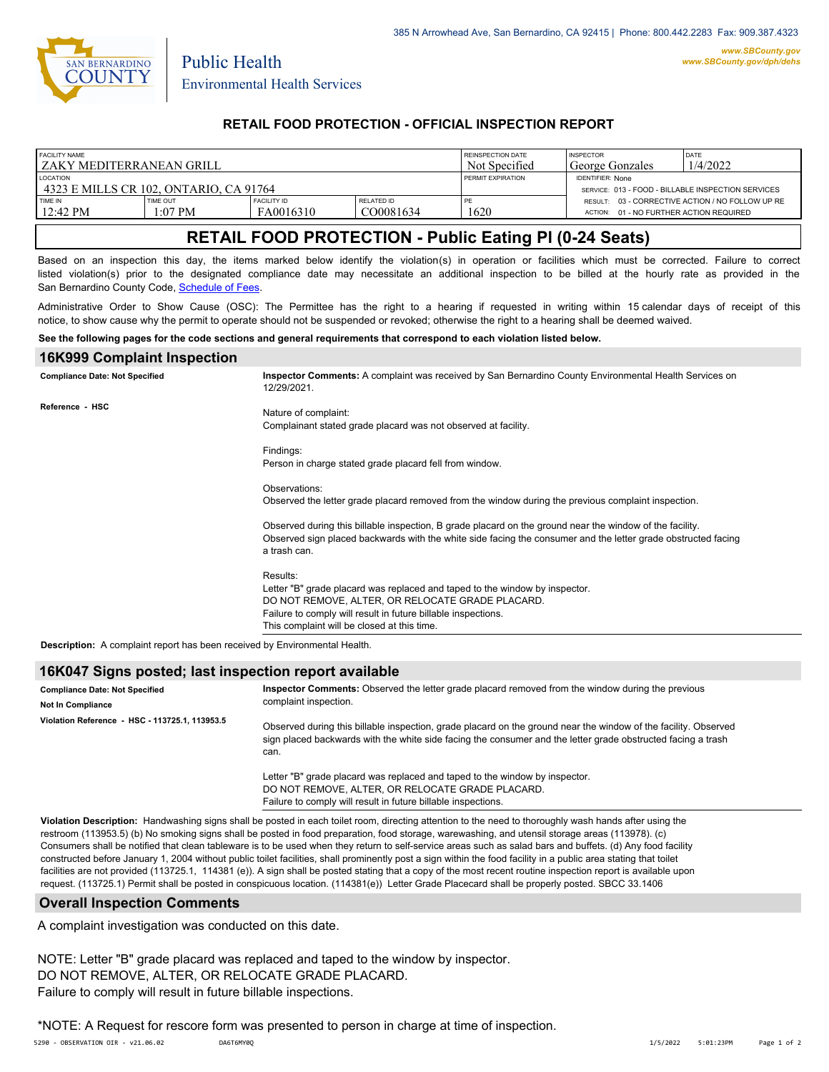385 N Arrowhead Ave, San Bernardino, CA 92415 | Phone: 800.442.2283 Fax: 909.387.4323

www.SBCounty.gov
www.SBCounty.gov/dph/dehs

San Bernardino County — Public Health, Environmental Health Services

## RETAIL FOOD PROTECTION - OFFICIAL INSPECTION REPORT

| FACILITY NAME | | | | REINSPECTION DATE | INSPECTOR | DATE |
|---|---|---|---|---|---|---|
| ZAKY MEDITERRANEAN GRILL | | | | Not Specified | George Gonzales | 1/4/2022 |
| LOCATION | | | | PERMIT EXPIRATION | IDENTIFIER: None | |
| 4323 E MILLS CR 102, ONTARIO, CA 91764 | | | | | SERVICE: 013 - FOOD - BILLABLE INSPECTION SERVICES | |
| TIME IN | TIME OUT | FACILITY ID | RELATED ID | PE | RESULT: 03 - CORRECTIVE ACTION / NO FOLLOW UP RE | |
| 12:42 PM | 1:07 PM | FA0016310 | CO0081634 | 1620 | ACTION: 01 - NO FURTHER ACTION REQUIRED | |

# RETAIL FOOD PROTECTION - Public Eating Pl (0-24 Seats)

Based on an inspection this day, the items marked below identify the violation(s) in operation or facilities which must be corrected. Failure to correct listed violation(s) prior to the designated compliance date may necessitate an additional inspection to be billed at the hourly rate as provided in the San Bernardino County Code, Schedule of Fees.

Administrative Order to Show Cause (OSC): The Permittee has the right to a hearing if requested in writing within 15 calendar days of receipt of this notice, to show cause why the permit to operate should not be suspended or revoked; otherwise the right to a hearing shall be deemed waived.

**See the following pages for the code sections and general requirements that correspond to each violation listed below.**

## 16K999 Complaint Inspection

**Compliance Date: Not Specified**

**Reference - HSC**

**Inspector Comments:** A complaint was received by San Bernardino County Environmental Health Services on 12/29/2021.

Nature of complaint:
Complainant stated grade placard was not observed at facility.

Findings:
Person in charge stated grade placard fell from window.

Observations:
Observed the letter grade placard removed from the window during the previous complaint inspection.

Observed during this billable inspection, B grade placard on the ground near the window of the facility.
Observed sign placed backwards with the white side facing the consumer and the letter grade obstructed facing a trash can.

Results:
Letter "B" grade placard was replaced and taped to the window by inspector.
DO NOT REMOVE, ALTER, OR RELOCATE GRADE PLACARD.
Failure to comply will result in future billable inspections.
This complaint will be closed at this time.

**Description:** A complaint report has been received by Environmental Health.

## 16K047 Signs posted; last inspection report available

**Compliance Date: Not Specified**

**Not In Compliance**

**Violation Reference - HSC - 113725.1, 113953.5**

**Inspector Comments:** Observed the letter grade placard removed from the window during the previous complaint inspection.

Observed during this billable inspection, grade placard on the ground near the window of the facility. Observed sign placed backwards with the white side facing the consumer and the letter grade obstructed facing a trash can.

Letter "B" grade placard was replaced and taped to the window by inspector.
DO NOT REMOVE, ALTER, OR RELOCATE GRADE PLACARD.
Failure to comply will result in future billable inspections.

**Violation Description:** Handwashing signs shall be posted in each toilet room, directing attention to the need to thoroughly wash hands after using the restroom (113953.5) (b) No smoking signs shall be posted in food preparation, food storage, warewashing, and utensil storage areas (113978). (c) Consumers shall be notified that clean tableware is to be used when they return to self-service areas such as salad bars and buffets. (d) Any food facility constructed before January 1, 2004 without public toilet facilities, shall prominently post a sign within the food facility in a public area stating that toilet facilities are not provided (113725.1, 114381 (e)). A sign shall be posted stating that a copy of the most recent routine inspection report is available upon request. (113725.1) Permit shall be posted in conspicuous location. (114381(e)) Letter Grade Placecard shall be properly posted. SBCC 33.1406

## Overall Inspection Comments

A complaint investigation was conducted on this date.

NOTE: Letter "B" grade placard was replaced and taped to the window by inspector.
DO NOT REMOVE, ALTER, OR RELOCATE GRADE PLACARD.
Failure to comply will result in future billable inspections.

*NOTE: A Request for rescore form was presented to person in charge at time of inspection.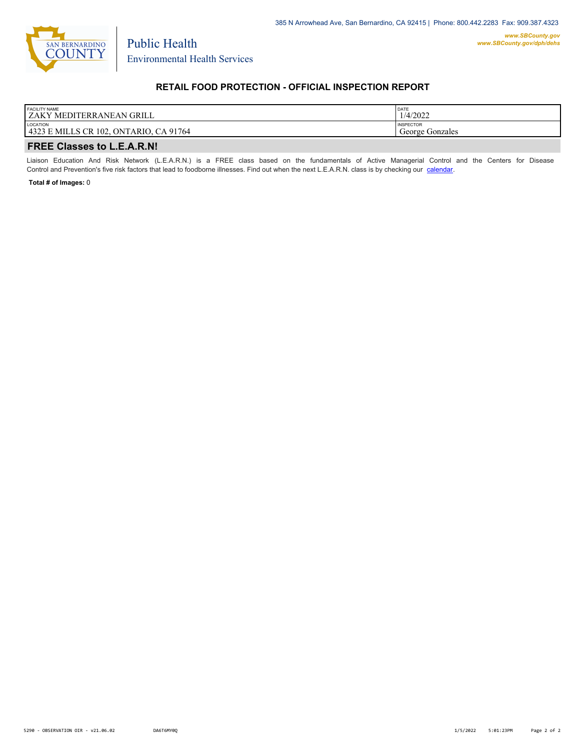385 N Arrowhead Ave, San Bernardino, CA 92415 | Phone: 800.442.2283 Fax: 909.387.4323

***www.SBCounty.gov***
***www.SBCounty.gov/dph/dehs***

SAN BERNARDINO COUNTY

Public Health
Environmental Health Services

# RETAIL FOOD PROTECTION - OFFICIAL INSPECTION REPORT

| FACILITY NAME | DATE |
|---|---|
| ZAKY MEDITERRANEAN GRILL | 1/4/2022 |
| **LOCATION** | **INSPECTOR** |
| 4323 E MILLS CR 102, ONTARIO, CA 91764 | George Gonzales |

## FREE Classes to L.E.A.R.N!

Liaison Education And Risk Network (L.E.A.R.N.) is a FREE class based on the fundamentals of Active Managerial Control and the Centers for Disease Control and Prevention's five risk factors that lead to foodborne illnesses. Find out when the next L.E.A.R.N. class is by checking our calendar.

**Total # of Images:** 0

5290 - OBSERVATION OIR - v21.06.02 DA6T6MY0Q 1/5/2022 5:01:23PM